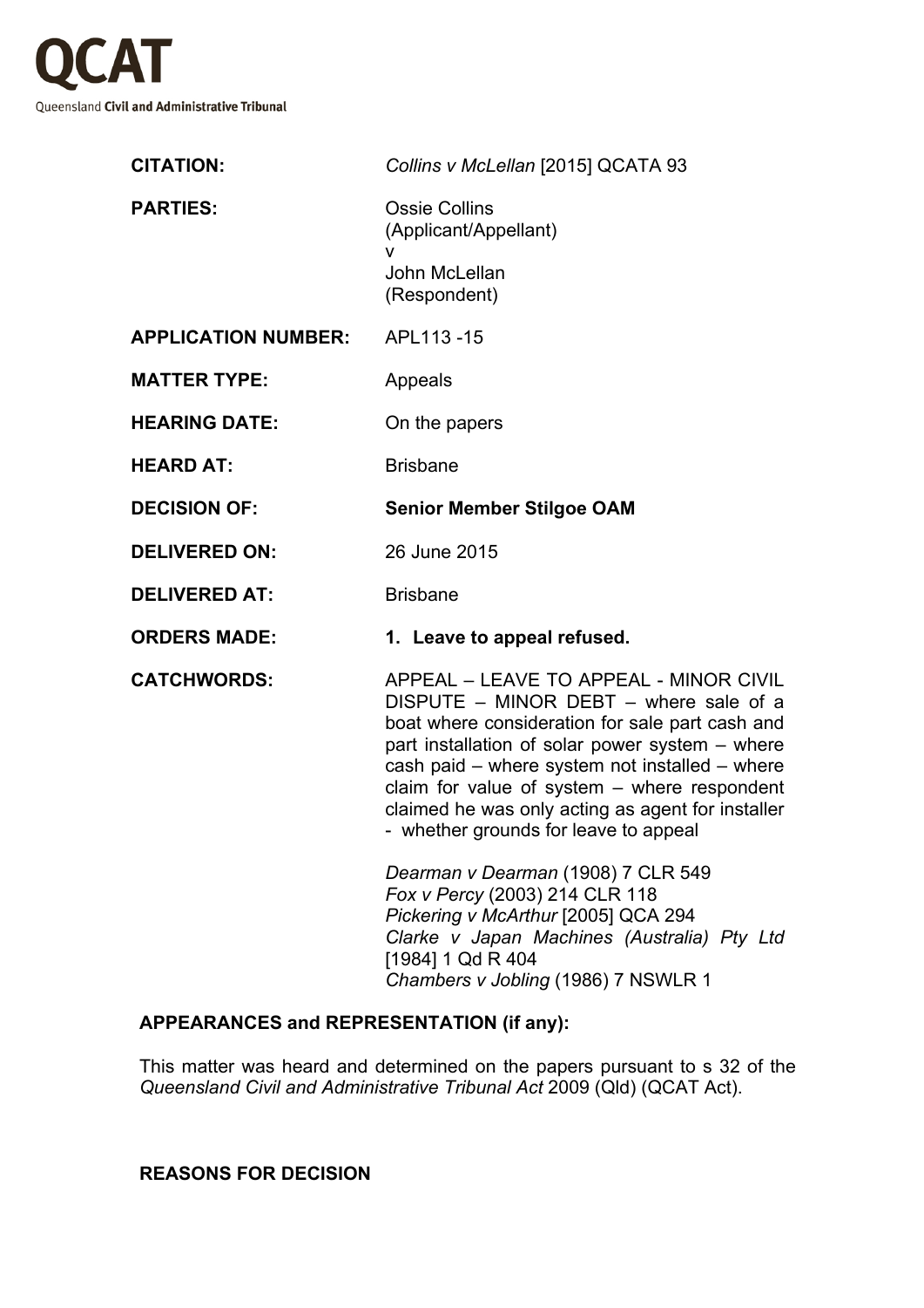**QCAT**

Queensland **Civil and Administrative Tribunal**

| | |
|---|---|
| **CITATION:** | *Collins v McLellan* [2015] QCATA 93 |
| **PARTIES:** | Ossie Collins<br>(Applicant/Appellant)<br>v<br>John McLellan<br>(Respondent) |
| **APPLICATION NUMBER:** | APL113 -15 |
| **MATTER TYPE:** | Appeals |
| **HEARING DATE:** | On the papers |
| **HEARD AT:** | Brisbane |
| **DECISION OF:** | **Senior Member Stilgoe OAM** |
| **DELIVERED ON:** | 26 June 2015 |
| **DELIVERED AT:** | Brisbane |
| **ORDERS MADE:** | **1. Leave to appeal refused.** |
| **CATCHWORDS:** | APPEAL – LEAVE TO APPEAL - MINOR CIVIL DISPUTE – MINOR DEBT – where sale of a boat where consideration for sale part cash and part installation of solar power system – where cash paid – where system not installed – where claim for value of system – where respondent claimed he was only acting as agent for installer - whether grounds for leave to appeal<br><br>*Dearman v Dearman* (1908) 7 CLR 549<br>*Fox v Percy* (2003) 214 CLR 118<br>*Pickering v McArthur* [2005] QCA 294<br>*Clarke v Japan Machines (Australia) Pty Ltd* [1984] 1 Qd R 404<br>*Chambers v Jobling* (1986) 7 NSWLR 1 |

**APPEARANCES and REPRESENTATION (if any):**

This matter was heard and determined on the papers pursuant to s 32 of the *Queensland Civil and Administrative Tribunal Act* 2009 (Qld) (QCAT Act).

**REASONS FOR DECISION**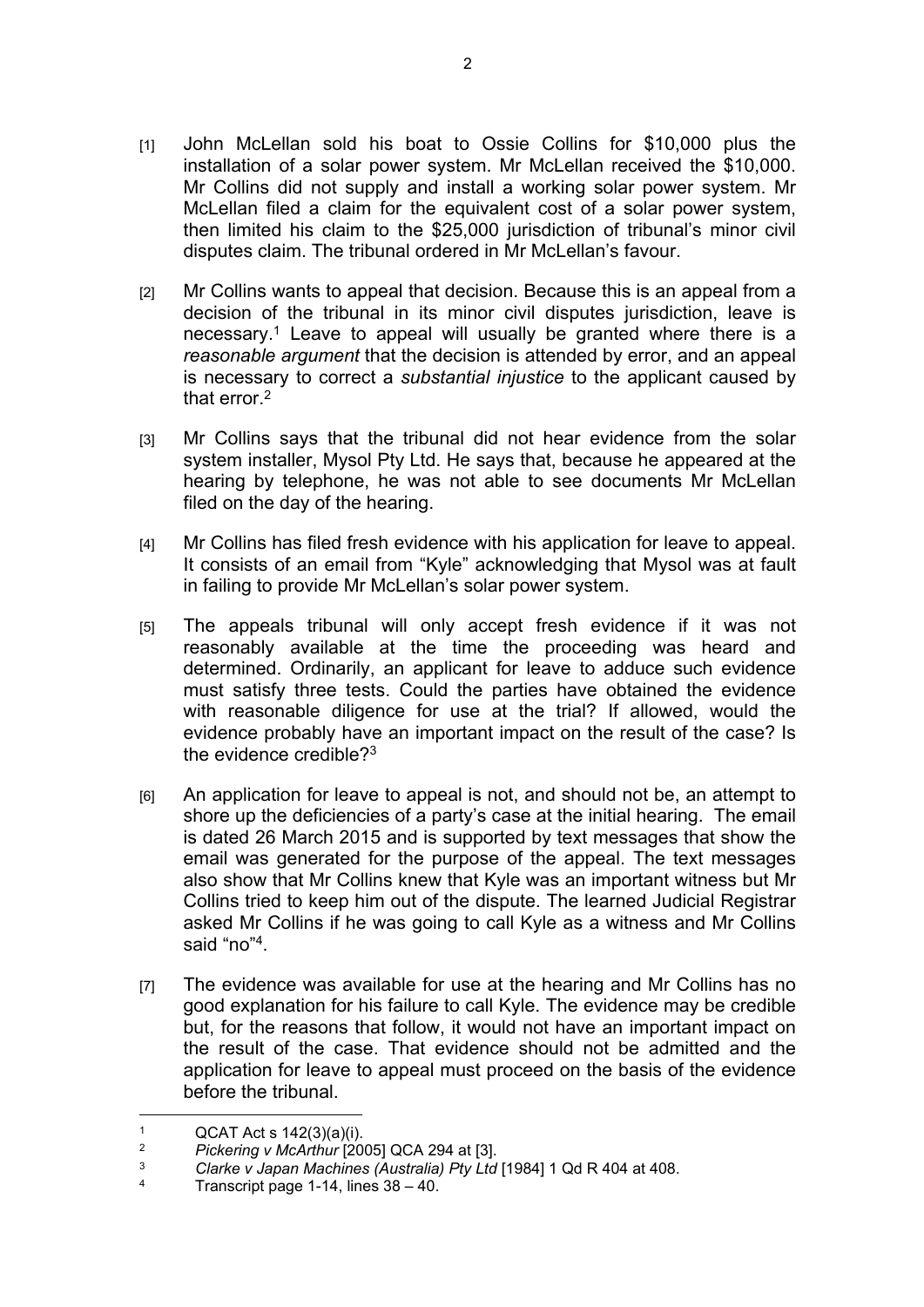[1] John McLellan sold his boat to Ossie Collins for $10,000 plus the installation of a solar power system. Mr McLellan received the $10,000. Mr Collins did not supply and install a working solar power system. Mr McLellan filed a claim for the equivalent cost of a solar power system, then limited his claim to the $25,000 jurisdiction of tribunal's minor civil disputes claim. The tribunal ordered in Mr McLellan's favour.

[2] Mr Collins wants to appeal that decision. Because this is an appeal from a decision of the tribunal in its minor civil disputes jurisdiction, leave is necessary.[1] Leave to appeal will usually be granted where there is a *reasonable argument* that the decision is attended by error, and an appeal is necessary to correct a *substantial injustice* to the applicant caused by that error.[2]

[3] Mr Collins says that the tribunal did not hear evidence from the solar system installer, Mysol Pty Ltd. He says that, because he appeared at the hearing by telephone, he was not able to see documents Mr McLellan filed on the day of the hearing.

[4] Mr Collins has filed fresh evidence with his application for leave to appeal. It consists of an email from "Kyle" acknowledging that Mysol was at fault in failing to provide Mr McLellan's solar power system.

[5] The appeals tribunal will only accept fresh evidence if it was not reasonably available at the time the proceeding was heard and determined. Ordinarily, an applicant for leave to adduce such evidence must satisfy three tests. Could the parties have obtained the evidence with reasonable diligence for use at the trial? If allowed, would the evidence probably have an important impact on the result of the case? Is the evidence credible?[3]

[6] An application for leave to appeal is not, and should not be, an attempt to shore up the deficiencies of a party's case at the initial hearing. The email is dated 26 March 2015 and is supported by text messages that show the email was generated for the purpose of the appeal. The text messages also show that Mr Collins knew that Kyle was an important witness but Mr Collins tried to keep him out of the dispute. The learned Judicial Registrar asked Mr Collins if he was going to call Kyle as a witness and Mr Collins said "no"[4].

[7] The evidence was available for use at the hearing and Mr Collins has no good explanation for his failure to call Kyle. The evidence may be credible but, for the reasons that follow, it would not have an important impact on the result of the case. That evidence should not be admitted and the application for leave to appeal must proceed on the basis of the evidence before the tribunal.

---

[1] QCAT Act s 142(3)(a)(i).

[2] *Pickering v McArthur* [2005] QCA 294 at [3].

[3] *Clarke v Japan Machines (Australia) Pty Ltd* [1984] 1 Qd R 404 at 408.

[4] Transcript page 1-14, lines 38 – 40.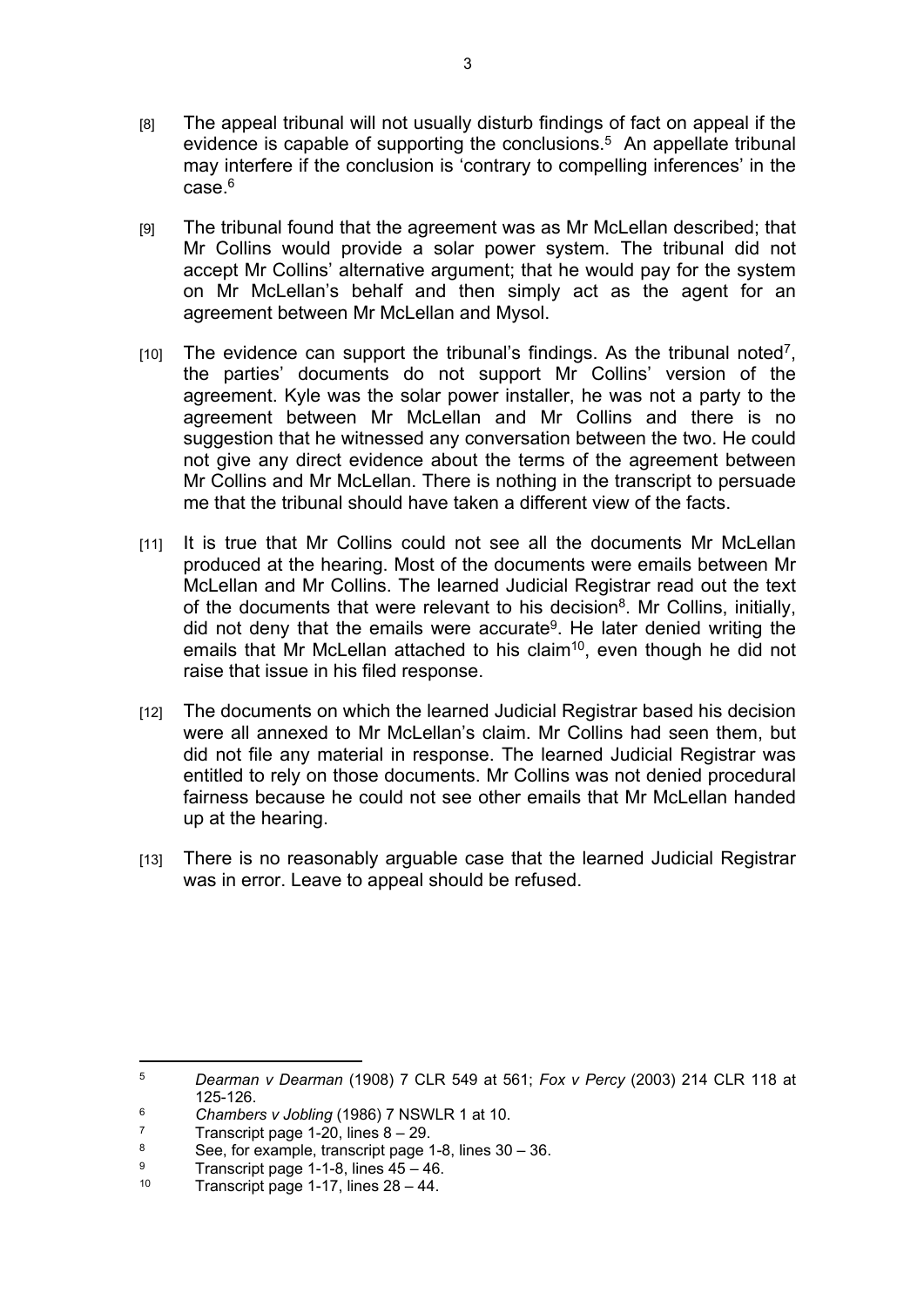[8] The appeal tribunal will not usually disturb findings of fact on appeal if the evidence is capable of supporting the conclusions.[5] An appellate tribunal may interfere if the conclusion is 'contrary to compelling inferences' in the case.[6]

[9] The tribunal found that the agreement was as Mr McLellan described; that Mr Collins would provide a solar power system. The tribunal did not accept Mr Collins' alternative argument; that he would pay for the system on Mr McLellan's behalf and then simply act as the agent for an agreement between Mr McLellan and Mysol.

[10] The evidence can support the tribunal's findings. As the tribunal noted[7], the parties' documents do not support Mr Collins' version of the agreement. Kyle was the solar power installer, he was not a party to the agreement between Mr McLellan and Mr Collins and there is no suggestion that he witnessed any conversation between the two. He could not give any direct evidence about the terms of the agreement between Mr Collins and Mr McLellan. There is nothing in the transcript to persuade me that the tribunal should have taken a different view of the facts.

[11] It is true that Mr Collins could not see all the documents Mr McLellan produced at the hearing. Most of the documents were emails between Mr McLellan and Mr Collins. The learned Judicial Registrar read out the text of the documents that were relevant to his decision[8]. Mr Collins, initially, did not deny that the emails were accurate[9]. He later denied writing the emails that Mr McLellan attached to his claim[10], even though he did not raise that issue in his filed response.

[12] The documents on which the learned Judicial Registrar based his decision were all annexed to Mr McLellan's claim. Mr Collins had seen them, but did not file any material in response. The learned Judicial Registrar was entitled to rely on those documents. Mr Collins was not denied procedural fairness because he could not see other emails that Mr McLellan handed up at the hearing.

[13] There is no reasonably arguable case that the learned Judicial Registrar was in error. Leave to appeal should be refused.

---

[5] *Dearman v Dearman* (1908) 7 CLR 549 at 561; *Fox v Percy* (2003) 214 CLR 118 at 125-126.

[6] *Chambers v Jobling* (1986) 7 NSWLR 1 at 10.

[7] Transcript page 1-20, lines 8 – 29.

[8] See, for example, transcript page 1-8, lines 30 – 36.

[9] Transcript page 1-1-8, lines 45 – 46.

[10] Transcript page 1-17, lines 28 – 44.